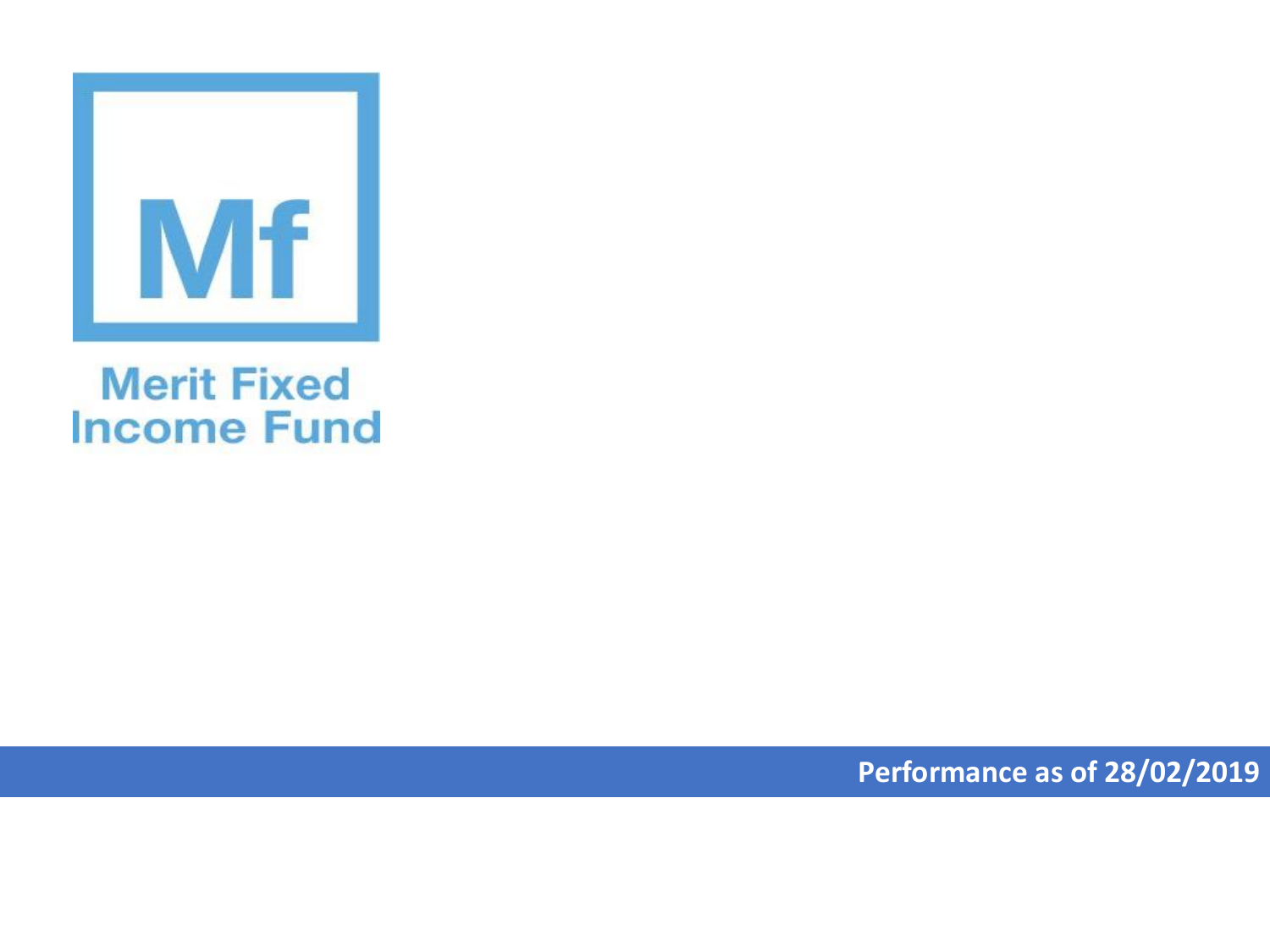Mf

# Merit Fixed Income Fund

**Performance as of 28/02/2019**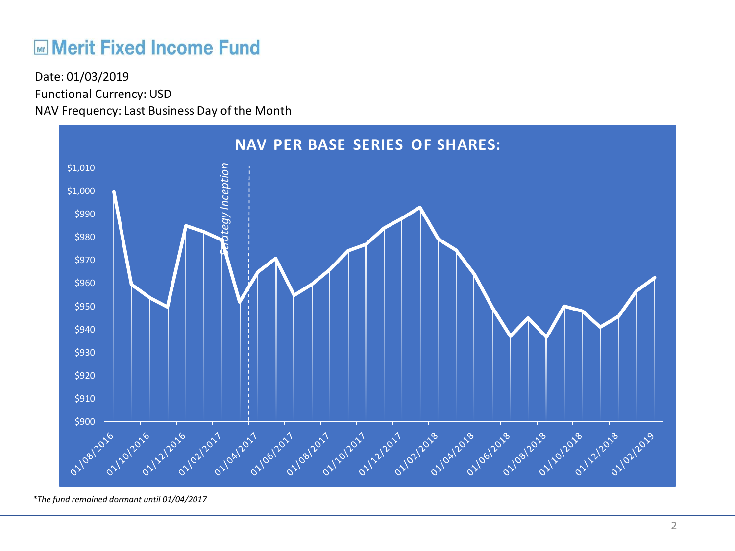# Merit Fixed Income Fund

Date: 01/03/2019

Functional Currency: USD

NAV Frequency: Last Business Day of the Month

**NAV PER BASE SERIES OF SHARES:**

Strategy Inception

$1,010
$1,000
$990
$980
$970
$960
$950
$940
$930
$920
$910
$900

01/08/2016 01/10/2016 01/12/2016 01/02/2017 01/04/2017 01/06/2017 01/08/2017 01/10/2017 01/12/2017 01/02/2018 01/04/2018 01/06/2018 01/08/2018 01/10/2018 01/12/2018 01/02/2019

*\*The fund remained dormant until 01/04/2017*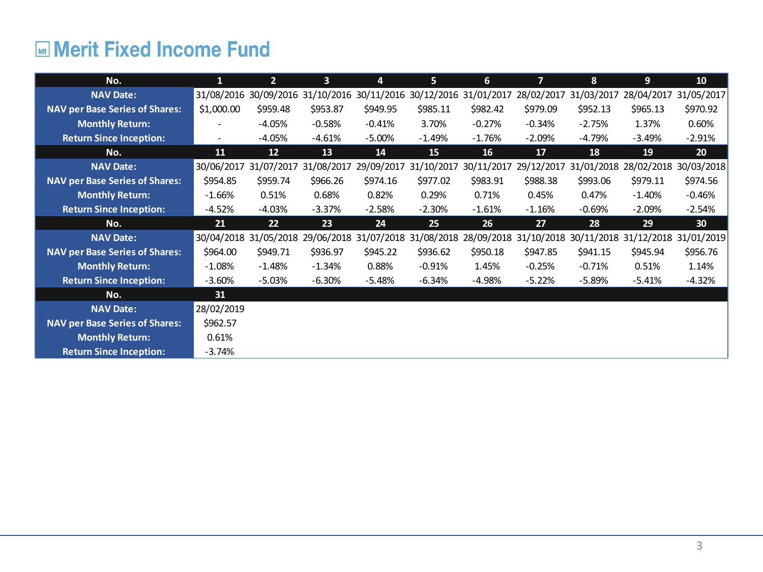# Merit Fixed Income Fund

| No. | 1 | 2 | 3 | 4 | 5 | 6 | 7 | 8 | 9 | 10 |
|---|---|---|---|---|---|---|---|---|---|---|
| NAV Date: | 31/08/2016 | 30/09/2016 | 31/10/2016 | 30/11/2016 | 30/12/2016 | 31/01/2017 | 28/02/2017 | 31/03/2017 | 28/04/2017 | 31/05/2017 |
| NAV per Base Series of Shares: | $1,000.00 | $959.48 | $953.87 | $949.95 | $985.11 | $982.42 | $979.09 | $952.13 | $965.13 | $970.92 |
| Monthly Return: | - | -4.05% | -0.58% | -0.41% | 3.70% | -0.27% | -0.34% | -2.75% | 1.37% | 0.60% |
| Return Since Inception: | - | -4.05% | -4.61% | -5.00% | -1.49% | -1.76% | -2.09% | -4.79% | -3.49% | -2.91% |
| **No.** | **11** | **12** | **13** | **14** | **15** | **16** | **17** | **18** | **19** | **20** |
| NAV Date: | 30/06/2017 | 31/07/2017 | 31/08/2017 | 29/09/2017 | 31/10/2017 | 30/11/2017 | 29/12/2017 | 31/01/2018 | 28/02/2018 | 30/03/2018 |
| NAV per Base Series of Shares: | $954.85 | $959.74 | $966.26 | $974.16 | $977.02 | $983.91 | $988.38 | $993.06 | $979.11 | $974.56 |
| Monthly Return: | -1.66% | 0.51% | 0.68% | 0.82% | 0.29% | 0.71% | 0.45% | 0.47% | -1.40% | -0.46% |
| Return Since Inception: | -4.52% | -4.03% | -3.37% | -2.58% | -2.30% | -1.61% | -1.16% | -0.69% | -2.09% | -2.54% |
| **No.** | **21** | **22** | **23** | **24** | **25** | **26** | **27** | **28** | **29** | **30** |
| NAV Date: | 30/04/2018 | 31/05/2018 | 29/06/2018 | 31/07/2018 | 31/08/2018 | 28/09/2018 | 31/10/2018 | 30/11/2018 | 31/12/2018 | 31/01/2019 |
| NAV per Base Series of Shares: | $964.00 | $949.71 | $936.97 | $945.22 | $936.62 | $950.18 | $947.85 | $941.15 | $945.94 | $956.76 |
| Monthly Return: | -1.08% | -1.48% | -1.34% | 0.88% | -0.91% | 1.45% | -0.25% | -0.71% | 0.51% | 1.14% |
| Return Since Inception: | -3.60% | -5.03% | -6.30% | -5.48% | -6.34% | -4.98% | -5.22% | -5.89% | -5.41% | -4.32% |
| **No.** | **31** | | | | | | | | | |
| NAV Date: | 28/02/2019 | | | | | | | | | |
| NAV per Base Series of Shares: | $962.57 | | | | | | | | | |
| Monthly Return: | 0.61% | | | | | | | | | |
| Return Since Inception: | -3.74% | | | | | | | | | |